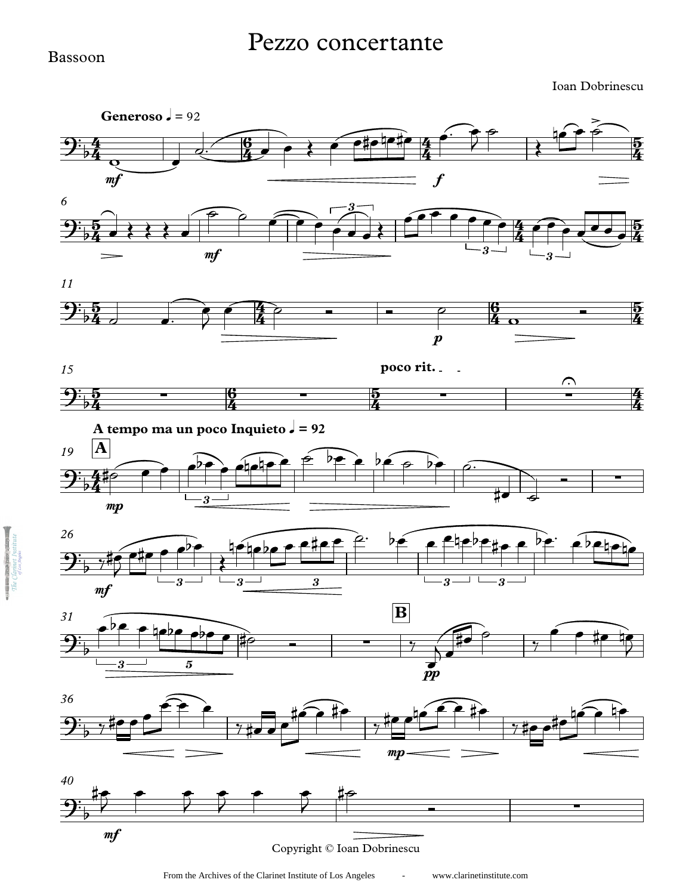# Pezzo concertante

Bassoon

Ioan Dobrinescu

**Generoso** ♩ = 92

**poco rit.**

**A tempo ma un poco Inquieto** ♩ = 92

**A**

**B**

Copyright © Ioan Dobrinescu

From the Archives of the Clarinet Institute of Los Angeles - www.clarinetinstitute.com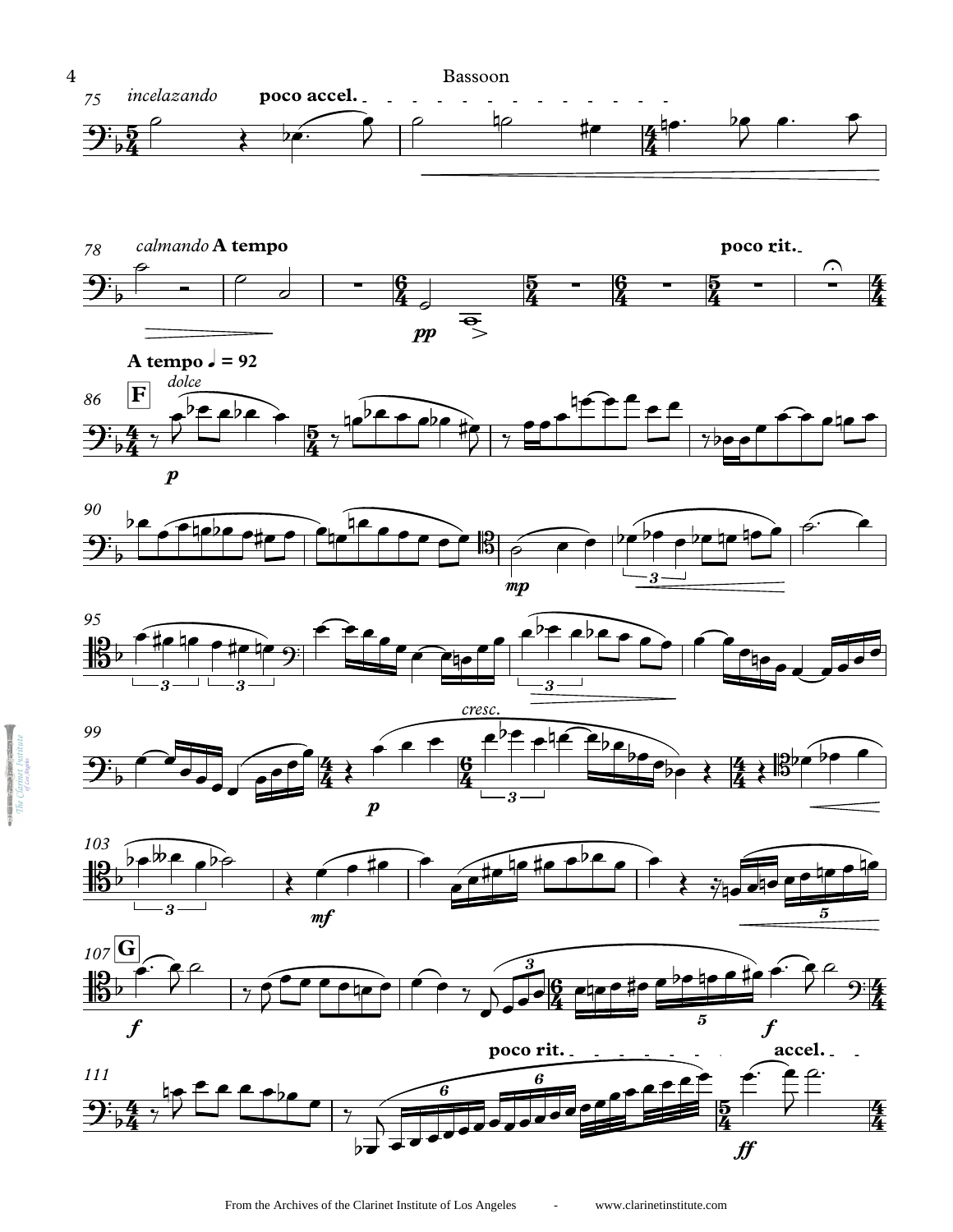75 *incelazando* **poco accel.**

78 *calmando* **A tempo** **poco rit.**

*pp*

**A tempo ♩ = 92**

86 **F** *dolce*

*p*

90

*mp*

95

99 *cresc.*

*p*

103

*mf*

107 **G**

*f* *f*

111 **poco rit.** **accel.**

*ff*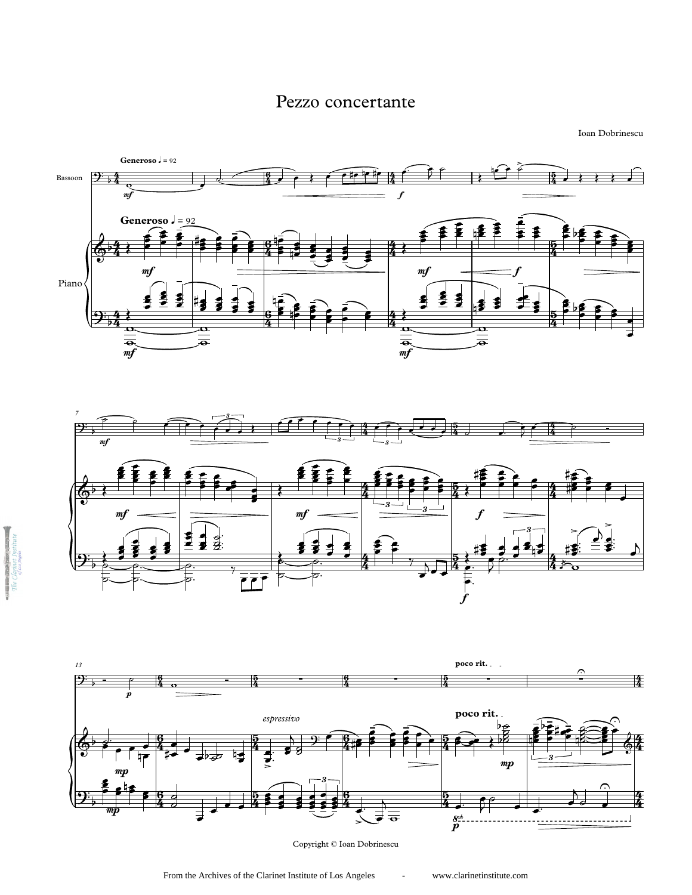# Pezzo concertante

Ioan Dobrinescu

Copyright © Ioan Dobrinescu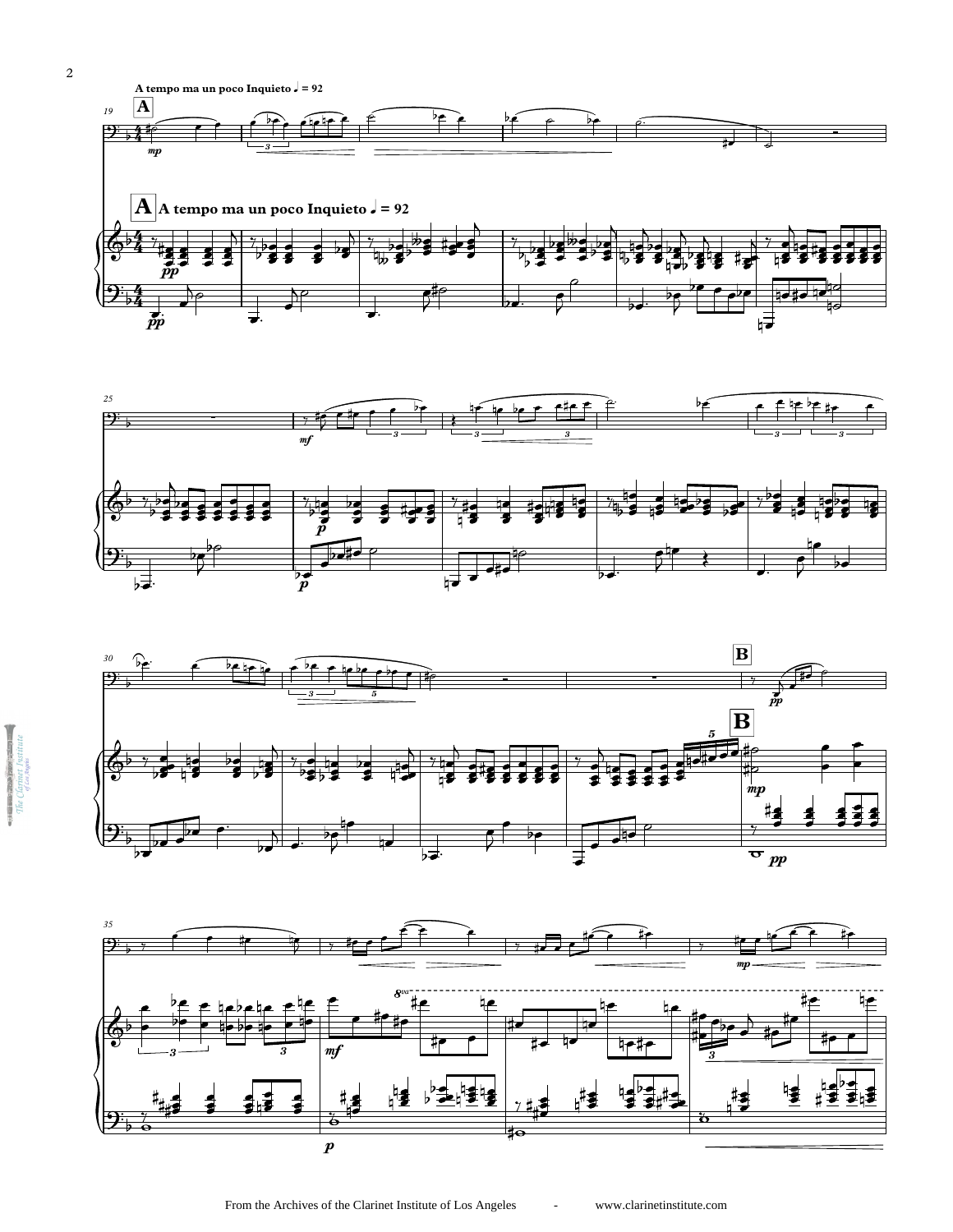**A**

**A tempo ma un poco Inquieto ♩ = 92**

**B**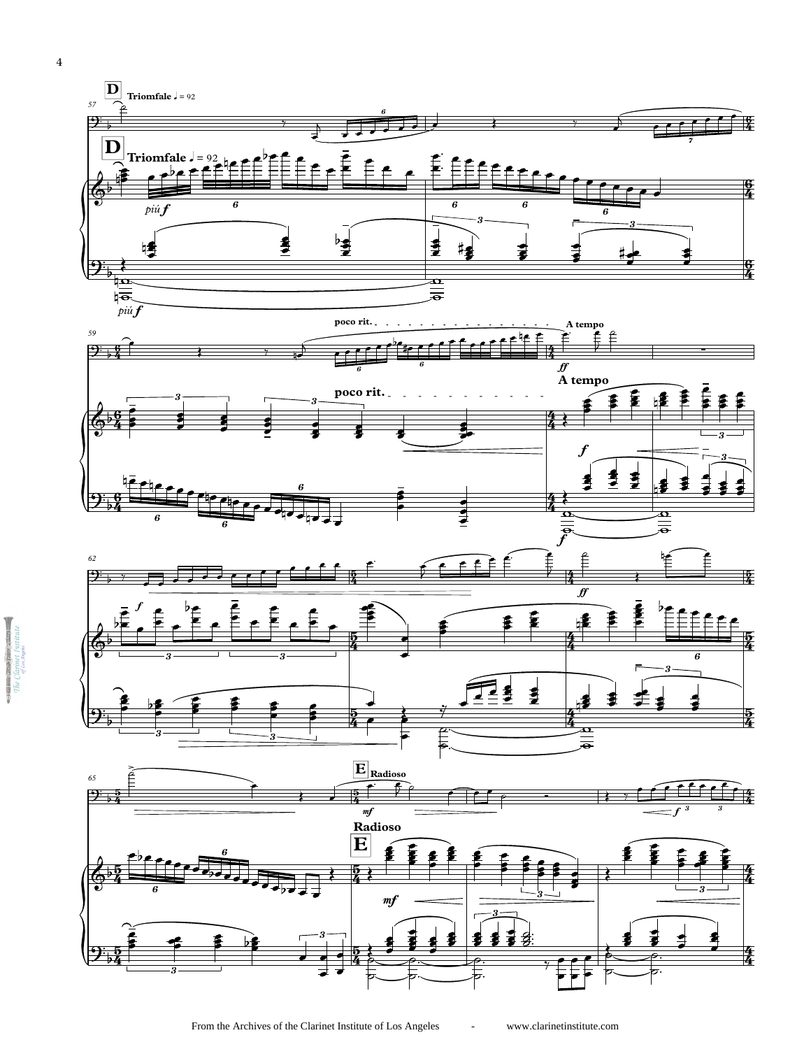**D** **Triomfale** ♩ = 92

*più f*

poco rit.

A tempo

*ff*

*f*

**E** **Radioso**

*mf*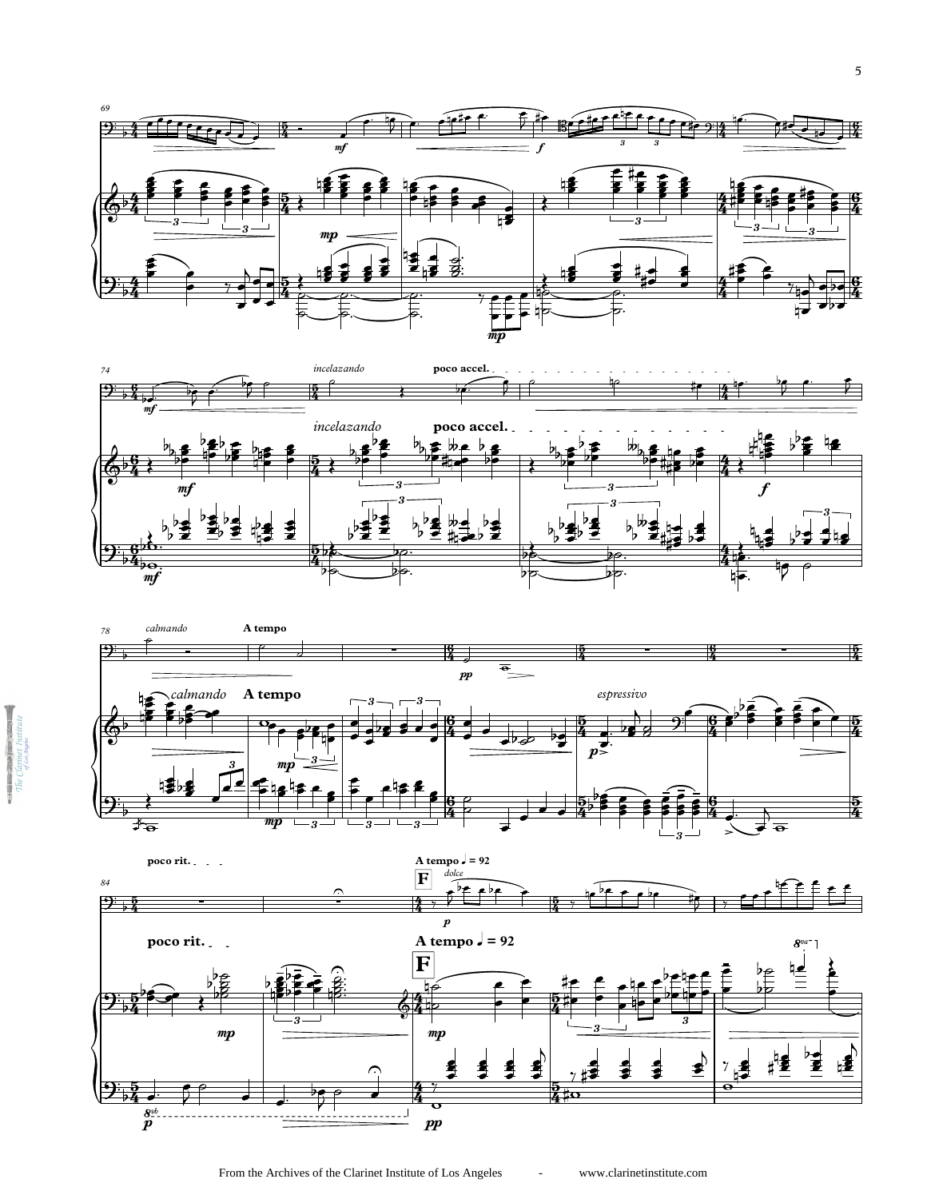*incelazando* **poco accel.**

*calmando* **A tempo**

*espressivo*

**poco rit.**

**A tempo ♩ = 92**

**F**

*dolce*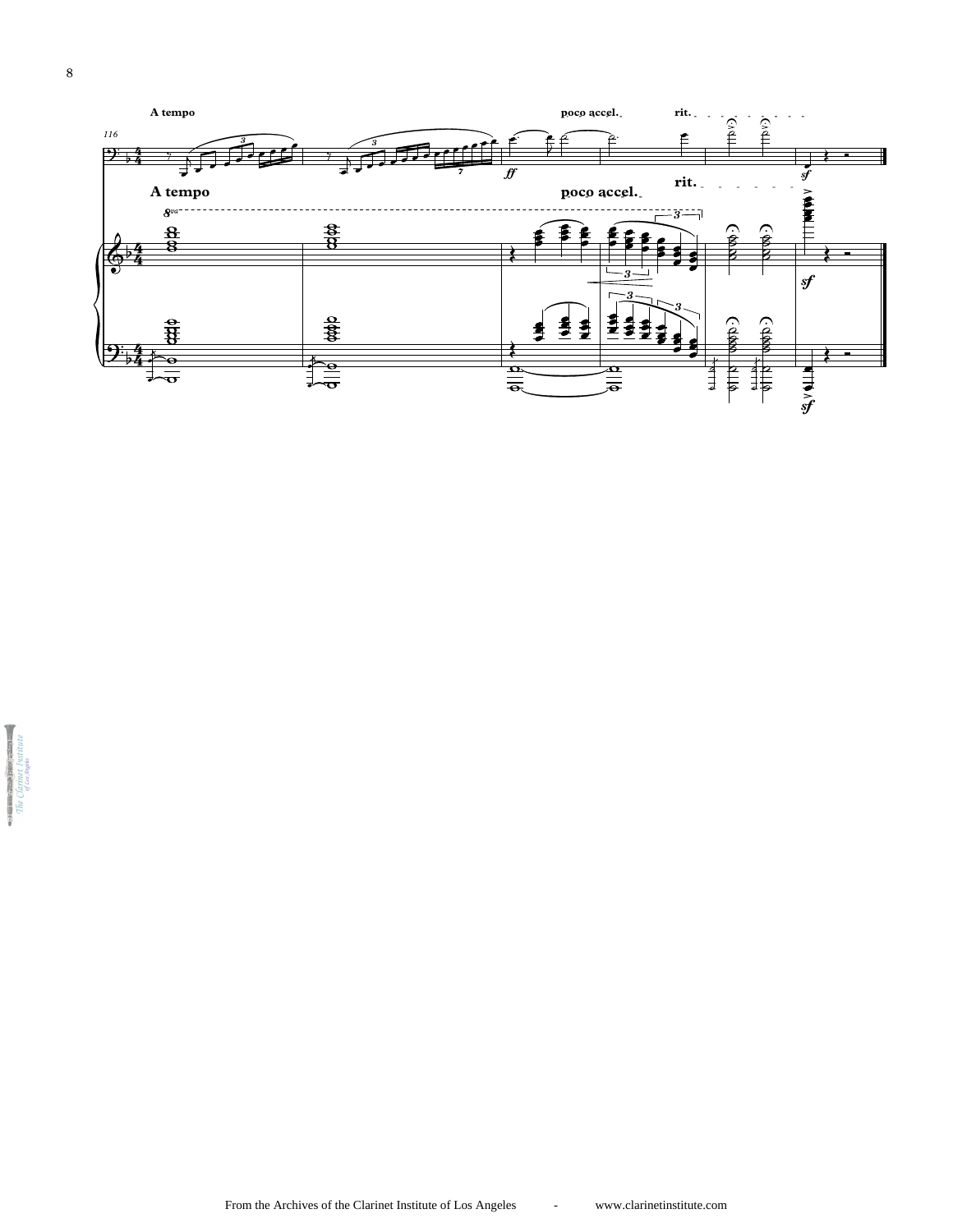A tempo

poco accel.

rit.

A tempo

poco accel.

rit.

From the Archives of the Clarinet Institute of Los Angeles - www.clarinetinstitute.com